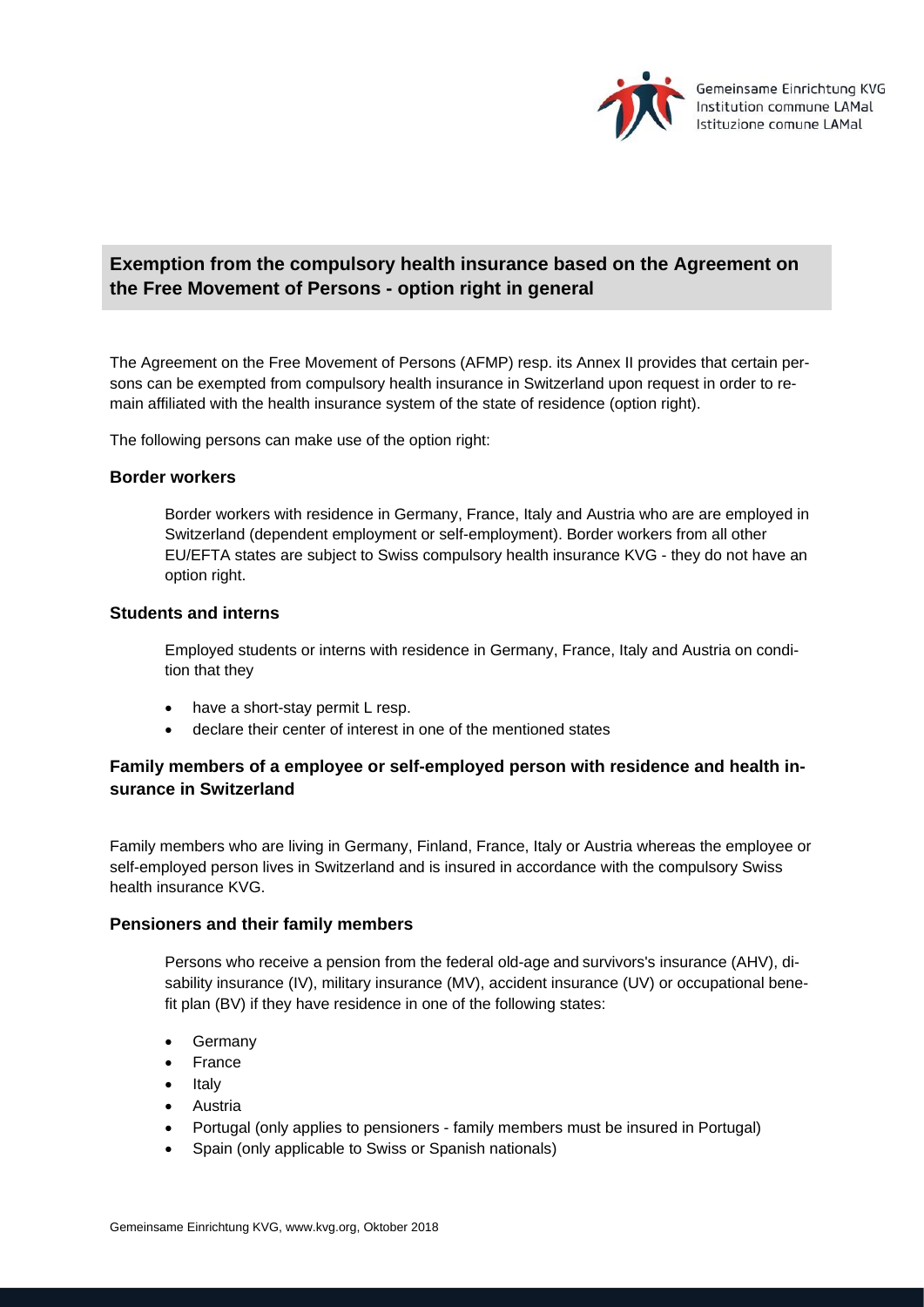## Exemption from the compulsory health insurance based on the Agreement on the Free Movement of Persons - option right in general

The Agreement on the Free Movement of Persons (AFMP) resp. its Annex II provides that certain persons can be exempted from compulsory health insurance in Switzerland upon request in order to remain affiliated with the health insurance system of the state of residence (option right).

The following persons can make use of the option right:

### Border workers

Border workers with residence in Germany, France, Italy and Austria who are are employed in Switzerland (dependent employment or self-employment). Border workers from all other EU/EFTA states are subject to Swiss compulsory health insurance KVG - they do not have an option right.

### Students and interns

Employed students or interns with residence in Germany, France, Italy and Austria on condition that they

- have a short-stay permit L resp.
- declare their center of interest in one of the mentioned states

### Family members of a employee or self-employed person with residence and health insurance in Switzerland

Family members who are living in Germany, Finland, France, Italy or Austria whereas the employee or self-employed person lives in Switzerland and is insured in accordance with the compulsory Swiss health insurance KVG.

### Pensioners and their family members

Persons who receive a pension from the federal old-age and survivors's insurance (AHV), disability insurance (IV), military insurance (MV), accident insurance (UV) or occupational benefit plan (BV) if they have residence in one of the following states:

- Germany
- France
- Italy
- Austria
- Portugal (only applies to pensioners - family members must be insured in Portugal)
- Spain (only applicable to Swiss or Spanish nationals)

Gemeinsame Einrichtung KVG, www.kvg.org, Oktober 2018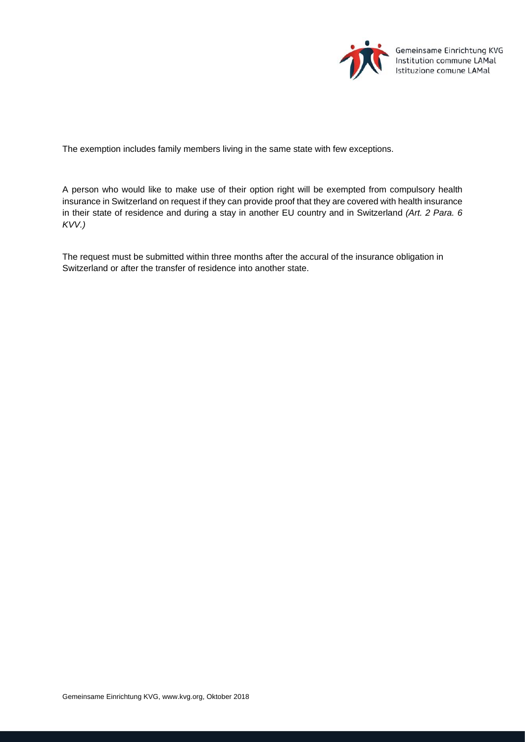The exemption includes family members living in the same state with few exceptions.

A person who would like to make use of their option right will be exempted from compulsory health insurance in Switzerland on request if they can provide proof that they are covered with health insurance in their state of residence and during a stay in another EU country and in Switzerland *(Art. 2 Para. 6 KVV.)*

The request must be submitted within three months after the accural of the insurance obligation in Switzerland or after the transfer of residence into another state.